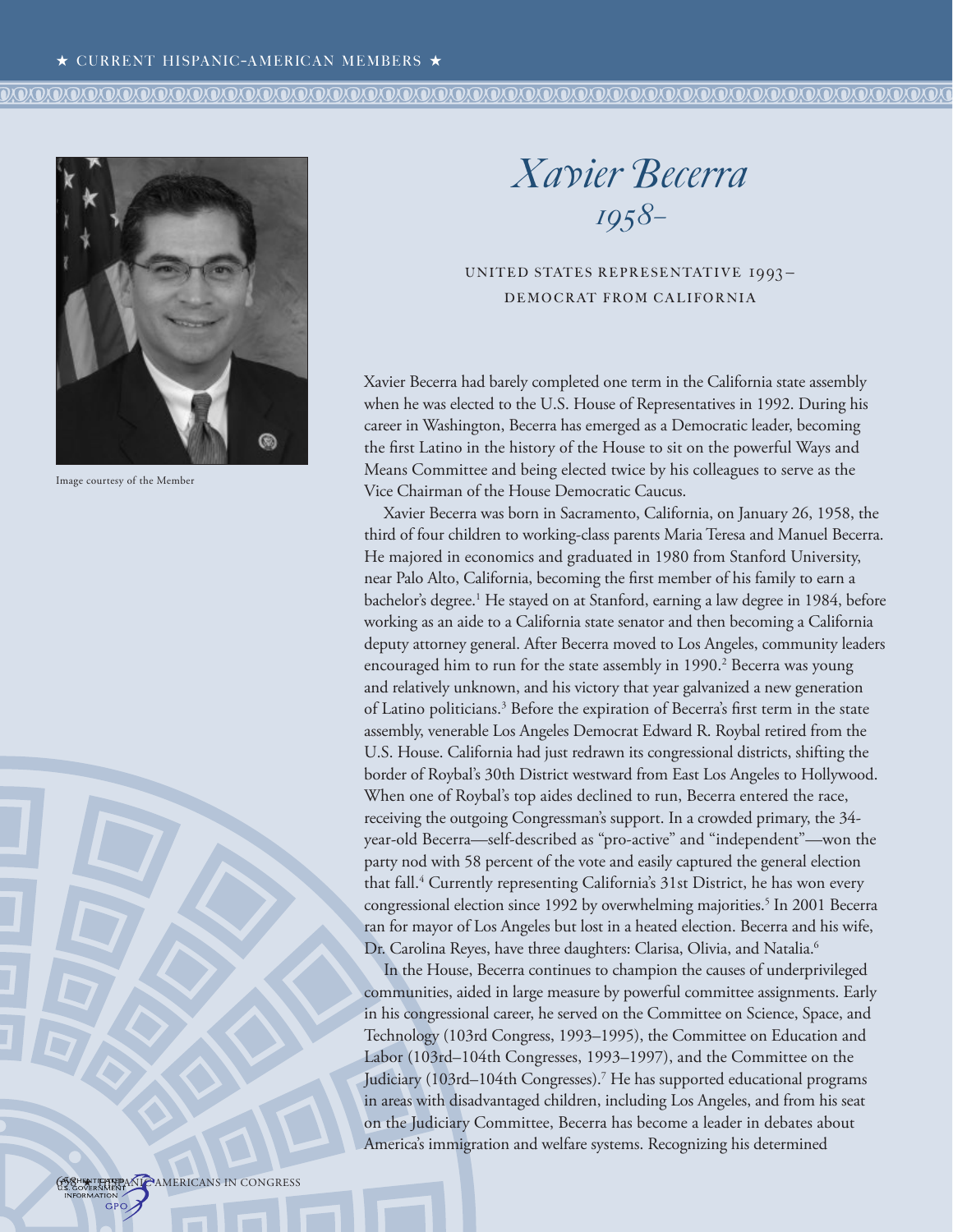Image courtesy of the Member

# *Xavier Becerra*

*1958–*

UNITED STATES REPRESENTATIVE 1993–
DEMOCRAT FROM CALIFORNIA

Xavier Becerra had barely completed one term in the California state assembly when he was elected to the U.S. House of Representatives in 1992. During his career in Washington, Becerra has emerged as a Democratic leader, becoming the first Latino in the history of the House to sit on the powerful Ways and Means Committee and being elected twice by his colleagues to serve as the Vice Chairman of the House Democratic Caucus.

Xavier Becerra was born in Sacramento, California, on January 26, 1958, the third of four children to working-class parents Maria Teresa and Manuel Becerra. He majored in economics and graduated in 1980 from Stanford University, near Palo Alto, California, becoming the first member of his family to earn a bachelor's degree.[1] He stayed on at Stanford, earning a law degree in 1984, before working as an aide to a California state senator and then becoming a California deputy attorney general. After Becerra moved to Los Angeles, community leaders encouraged him to run for the state assembly in 1990.[2] Becerra was young and relatively unknown, and his victory that year galvanized a new generation of Latino politicians.[3] Before the expiration of Becerra's first term in the state assembly, venerable Los Angeles Democrat Edward R. Roybal retired from the U.S. House. California had just redrawn its congressional districts, shifting the border of Roybal's 30th District westward from East Los Angeles to Hollywood. When one of Roybal's top aides declined to run, Becerra entered the race, receiving the outgoing Congressman's support. In a crowded primary, the 34-year-old Becerra—self-described as "pro-active" and "independent"—won the party nod with 58 percent of the vote and easily captured the general election that fall.[4] Currently representing California's 31st District, he has won every congressional election since 1992 by overwhelming majorities.[5] In 2001 Becerra ran for mayor of Los Angeles but lost in a heated election. Becerra and his wife, Dr. Carolina Reyes, have three daughters: Clarisa, Olivia, and Natalia.[6]

In the House, Becerra continues to champion the causes of underprivileged communities, aided in large measure by powerful committee assignments. Early in his congressional career, he served on the Committee on Science, Space, and Technology (103rd Congress, 1993–1995), the Committee on Education and Labor (103rd–104th Congresses, 1993–1997), and the Committee on the Judiciary (103rd–104th Congresses).[7] He has supported educational programs in areas with disadvantaged children, including Los Angeles, and from his seat on the Judiciary Committee, Becerra has become a leader in debates about America's immigration and welfare systems. Recognizing his determined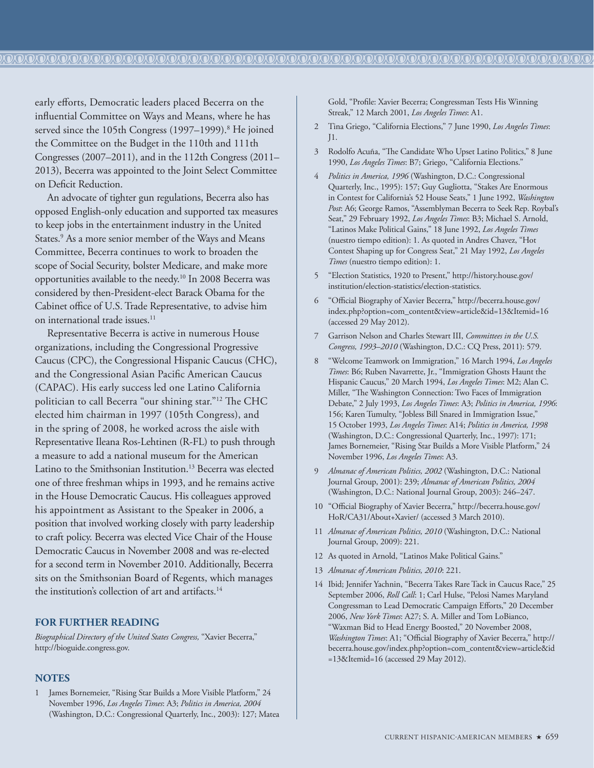early efforts, Democratic leaders placed Becerra on the influential Committee on Ways and Means, where he has served since the 105th Congress (1997–1999).[8] He joined the Committee on the Budget in the 110th and 111th Congresses (2007–2011), and in the 112th Congress (2011–2013), Becerra was appointed to the Joint Select Committee on Deficit Reduction.

An advocate of tighter gun regulations, Becerra also has opposed English-only education and supported tax measures to keep jobs in the entertainment industry in the United States.[9] As a more senior member of the Ways and Means Committee, Becerra continues to work to broaden the scope of Social Security, bolster Medicare, and make more opportunities available to the needy.[10] In 2008 Becerra was considered by then-President-elect Barack Obama for the Cabinet office of U.S. Trade Representative, to advise him on international trade issues.[11]

Representative Becerra is active in numerous House organizations, including the Congressional Progressive Caucus (CPC), the Congressional Hispanic Caucus (CHC), and the Congressional Asian Pacific American Caucus (CAPAC). His early success led one Latino California politician to call Becerra "our shining star."[12] The CHC elected him chairman in 1997 (105th Congress), and in the spring of 2008, he worked across the aisle with Representative Ileana Ros-Lehtinen (R-FL) to push through a measure to add a national museum for the American Latino to the Smithsonian Institution.[13] Becerra was elected one of three freshman whips in 1993, and he remains active in the House Democratic Caucus. His colleagues approved his appointment as Assistant to the Speaker in 2006, a position that involved working closely with party leadership to craft policy. Becerra was elected Vice Chair of the House Democratic Caucus in November 2008 and was re-elected for a second term in November 2010. Additionally, Becerra sits on the Smithsonian Board of Regents, which manages the institution's collection of art and artifacts.[14]

## FOR FURTHER READING

*Biographical Directory of the United States Congress,* "Xavier Becerra," http://bioguide.congress.gov.

## NOTES

1 James Bornemeier, "Rising Star Builds a More Visible Platform," 24 November 1996, *Los Angeles Times*: A3; *Politics in America, 2004* (Washington, D.C.: Congressional Quarterly, Inc., 2003): 127; Matea Gold, "Profile: Xavier Becerra; Congressman Tests His Winning Streak," 12 March 2001, *Los Angeles Times*: A1.

2 Tina Griego, "California Elections," 7 June 1990, *Los Angeles Times*: J1.

3 Rodolfo Acuña, "The Candidate Who Upset Latino Politics," 8 June 1990, *Los Angeles Times*: B7; Griego, "California Elections."

4 *Politics in America, 1996* (Washington, D.C.: Congressional Quarterly, Inc., 1995): 157; Guy Gugliotta, "Stakes Are Enormous in Contest for California's 52 House Seats," 1 June 1992, *Washington Post*: A6; George Ramos, "Assemblyman Becerra to Seek Rep. Roybal's Seat," 29 February 1992, *Los Angeles Times*: B3; Michael S. Arnold, "Latinos Make Political Gains," 18 June 1992, *Los Angeles Times* (nuestro tiempo edition): 1. As quoted in Andres Chavez, "Hot Contest Shaping up for Congress Seat," 21 May 1992, *Los Angeles Times* (nuestro tiempo edition): 1.

5 "Election Statistics, 1920 to Present," http://history.house.gov/institution/election-statistics/election-statistics.

6 "Official Biography of Xavier Becerra," http://becerra.house.gov/index.php?option=com_content&view=article&id=13&Itemid=16 (accessed 29 May 2012).

7 Garrison Nelson and Charles Stewart III, *Committees in the U.S. Congress, 1993–2010* (Washington, D.C.: CQ Press, 2011): 579.

8 "Welcome Teamwork on Immigration," 16 March 1994, *Los Angeles Times*: B6; Ruben Navarrette, Jr., "Immigration Ghosts Haunt the Hispanic Caucus," 20 March 1994, *Los Angeles Times*: M2; Alan C. Miller, "The Washington Connection: Two Faces of Immigration Debate," 2 July 1993, *Los Angeles Times*: A3; *Politics in America, 1996*: 156; Karen Tumulty, "Jobless Bill Snared in Immigration Issue," 15 October 1993, *Los Angeles Times*: A14; *Politics in America, 1998* (Washington, D.C.: Congressional Quarterly, Inc., 1997): 171; James Bornemeier, "Rising Star Builds a More Visible Platform," 24 November 1996, *Los Angeles Times*: A3.

9 *Almanac of American Politics, 2002* (Washington, D.C.: National Journal Group, 2001): 239; *Almanac of American Politics, 2004* (Washington, D.C.: National Journal Group, 2003): 246–247.

10 "Official Biography of Xavier Becerra," http://becerra.house.gov/HoR/CA31/About+Xavier/ (accessed 3 March 2010).

11 *Almanac of American Politics, 2010* (Washington, D.C.: National Journal Group, 2009): 221.

12 As quoted in Arnold, "Latinos Make Political Gains."

13 *Almanac of American Politics, 2010*: 221.

14 Ibid; Jennifer Yachnin, "Becerra Takes Rare Tack in Caucus Race," 25 September 2006, *Roll Call*: 1; Carl Hulse, "Pelosi Names Maryland Congressman to Lead Democratic Campaign Efforts," 20 December 2006, *New York Times*: A27; S. A. Miller and Tom LoBianco, "Waxman Bid to Head Energy Boosted," 20 November 2008, *Washington Times*: A1; "Official Biography of Xavier Becerra," http://becerra.house.gov/index.php?option=com_content&view=article&id=13&Itemid=16 (accessed 29 May 2012).